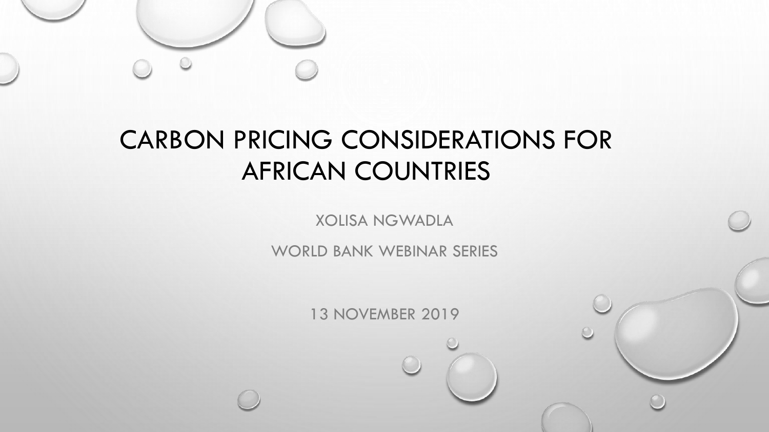# CARBON PRICING CONSIDERATIONS FOR AFRICAN COUNTRIES

XOLISA NGWADLA

WORLD BANK WEBINAR SERIES

13 NOVEMBER 2019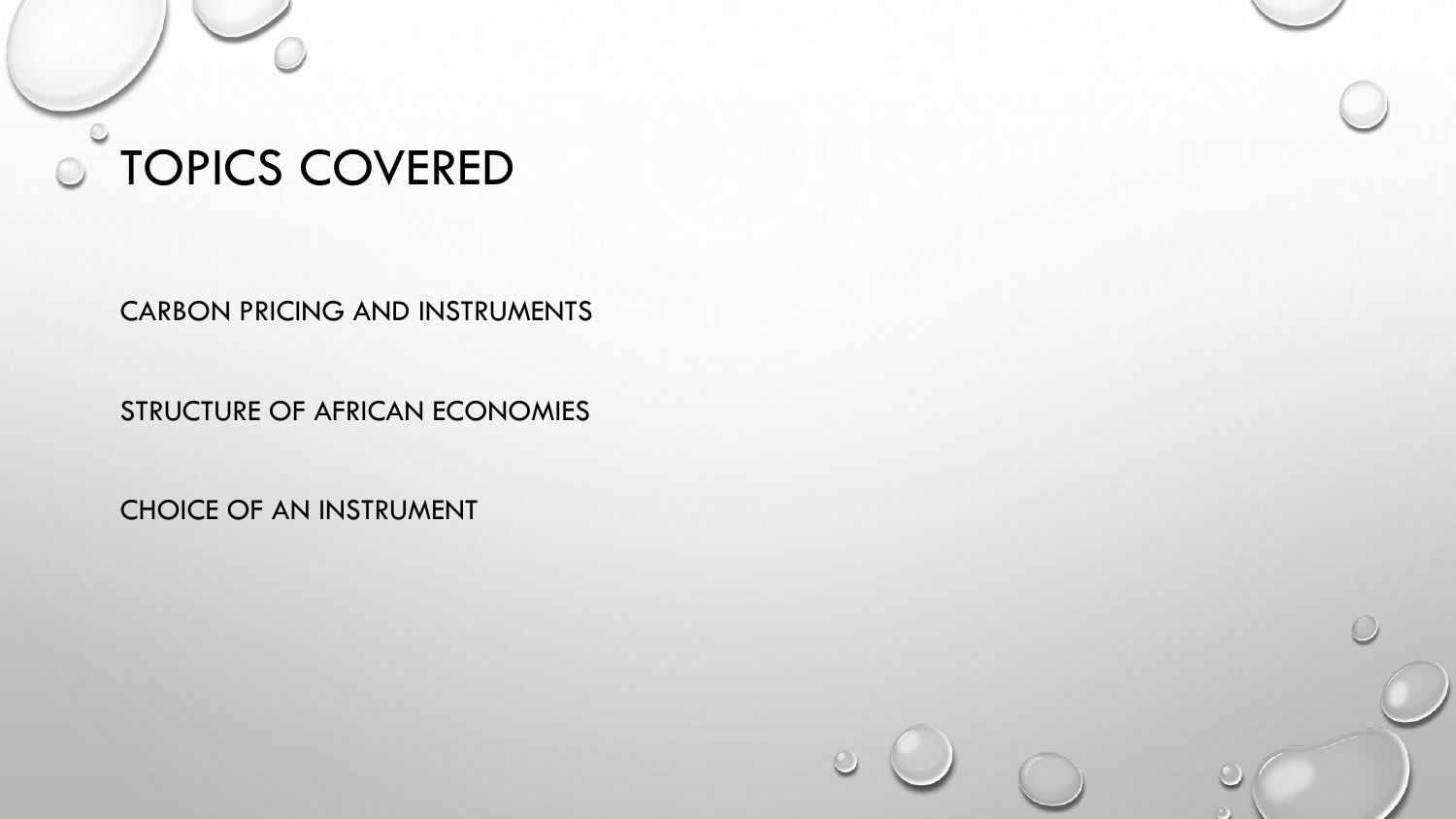# TOPICS COVERED

CARBON PRICING AND INSTRUMENTS

STRUCTURE OF AFRICAN ECONOMIES

CHOICE OF AN INSTRUMENT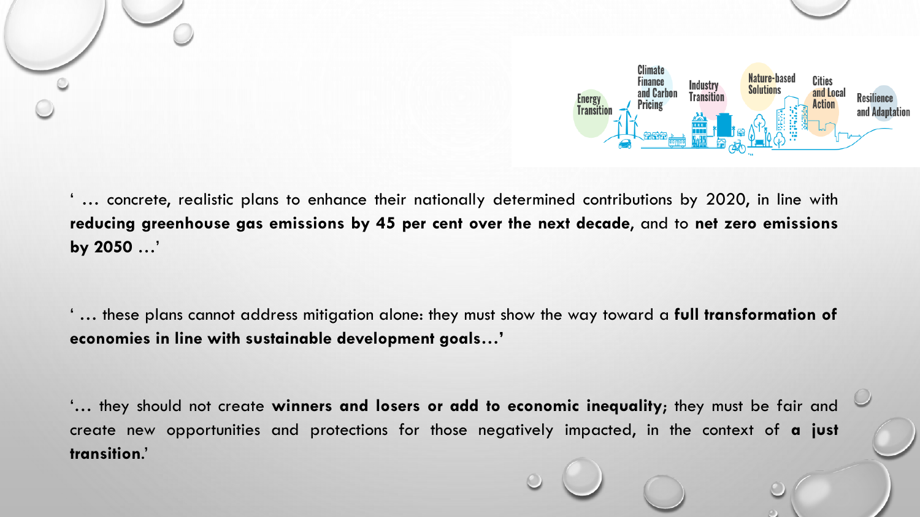' … concrete, realistic plans to enhance their nationally determined contributions by 2020, in line with **reducing greenhouse gas emissions by 45 per cent over the next decade**, and to **net zero emissions by 2050** …'

' … these plans cannot address mitigation alone: they must show the way toward a **full transformation of economies in line with sustainable development goals…'**

'… they should not create **winners and losers or add to economic inequality**; they must be fair and create new opportunities and protections for those negatively impacted, in the context of **a just transition.**'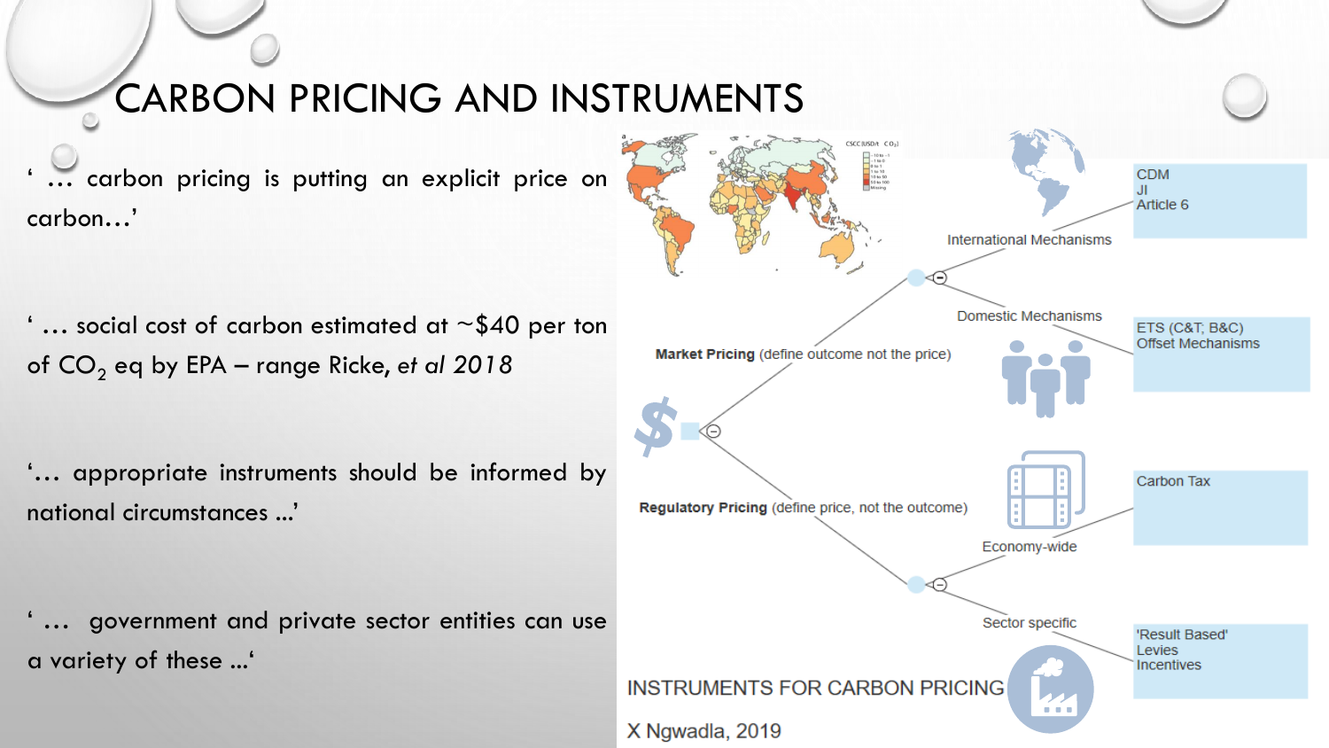# CARBON PRICING AND INSTRUMENTS

' … carbon pricing is putting an explicit price on carbon…'

' … social cost of carbon estimated at ~$40 per ton of $CO_2$ eq by EPA – range Ricke, *et al 2018*

'… appropriate instruments should be informed by national circumstances …'

' … government and private sector entities can use a variety of these …'

- **Market Pricing** (define outcome not the price)
  - International Mechanisms
    - CDM
    - JI
    - Article 6
  - Domestic Mechanisms
    - ETS (C&T; B&C)
    - Offset Mechanisms
- **Regulatory Pricing** (define price, not the outcome)
  - Economy-wide
    - Carbon Tax
  - Sector specific
    - 'Result Based'
    - Levies
    - Incentives

INSTRUMENTS FOR CARBON PRICING

X Ngwadla, 2019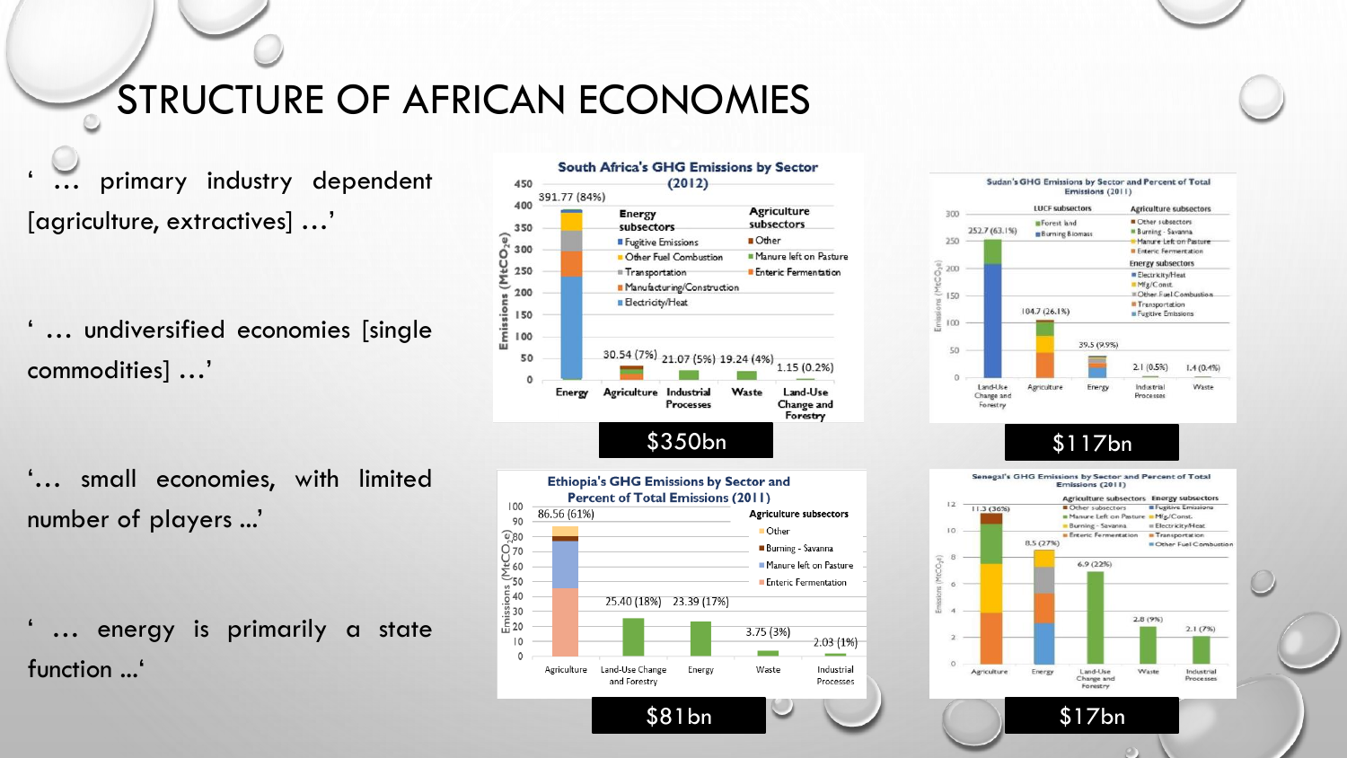# STRUCTURE OF AFRICAN ECONOMIES

'… primary industry dependent [agriculture, extractives] …'

'… undiversified economies [single commodities] …'

'… small economies, with limited number of players ...'

'… energy is primarily a state function ...'

$350bn

$117bn

$81bn

$17bn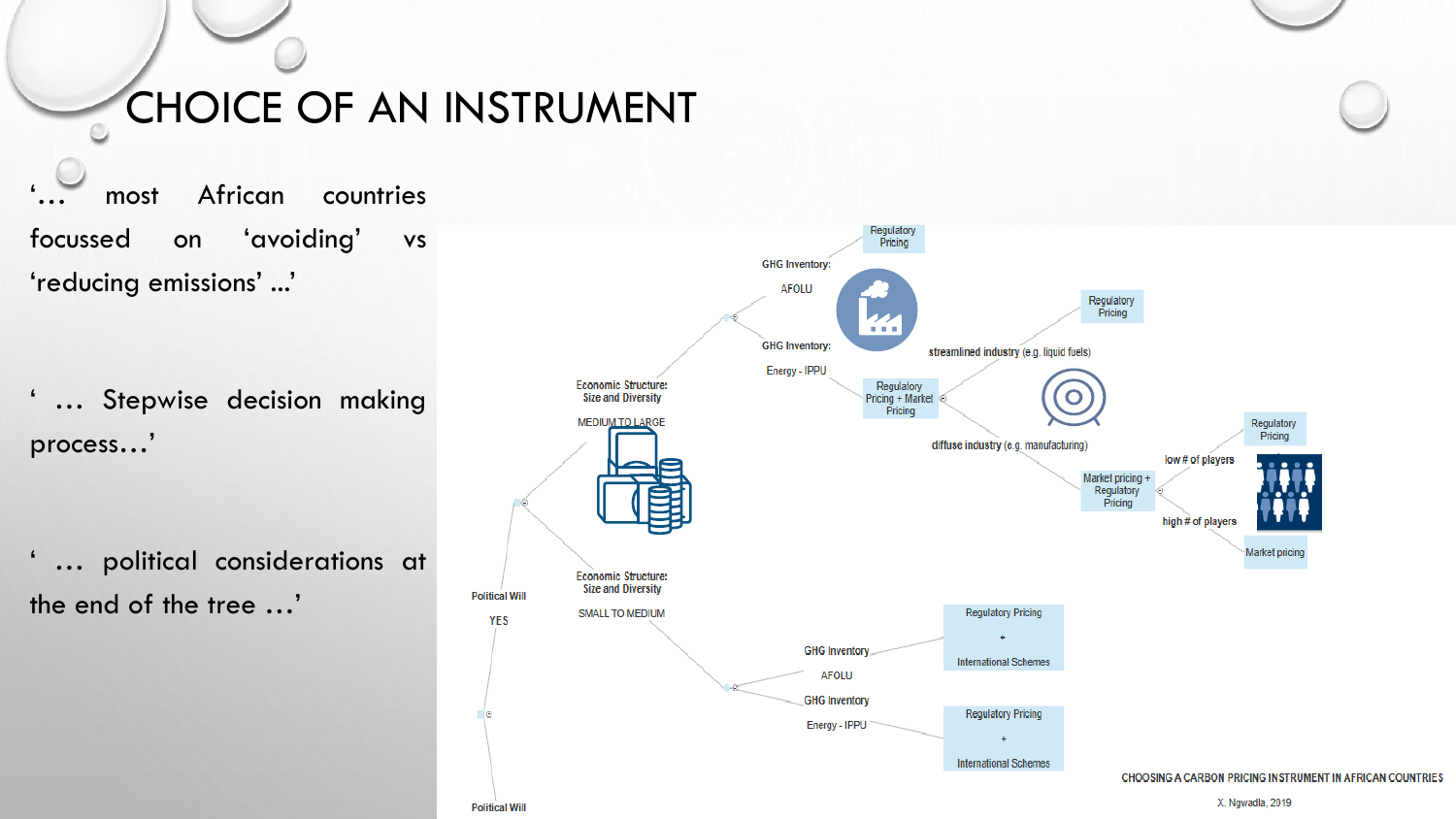# CHOICE OF AN INSTRUMENT

'… most African countries focussed on 'avoiding' vs 'reducing emissions' …'

' … Stepwise decision making process…'

' … political considerations at the end of the tree …'

Political Will

YES

Economic Structure: Size and Diversity

MEDIUM TO LARGE

GHG Inventory: AFOLU

Regulatory Pricing

GHG Inventory: Energy - IPPU

Regulatory Pricing + Market Pricing

streamlined industry (e.g. liquid fuels)

Regulatory Pricing

diffuse industry (e.g. manufacturing)

Market pricing + Regulatory Pricing

low # of players

Regulatory Pricing

high # of players

Market pricing

Economic Structure: Size and Diversity

SMALL TO MEDIUM

GHG Inventory AFOLU

Regulatory Pricing + International Schemes

GHG Inventory Energy - IPPU

Regulatory Pricing + International Schemes

Political Will

CHOOSING A CARBON PRICING INSTRUMENT IN AFRICAN COUNTRIES

X. Ngwadla, 2019